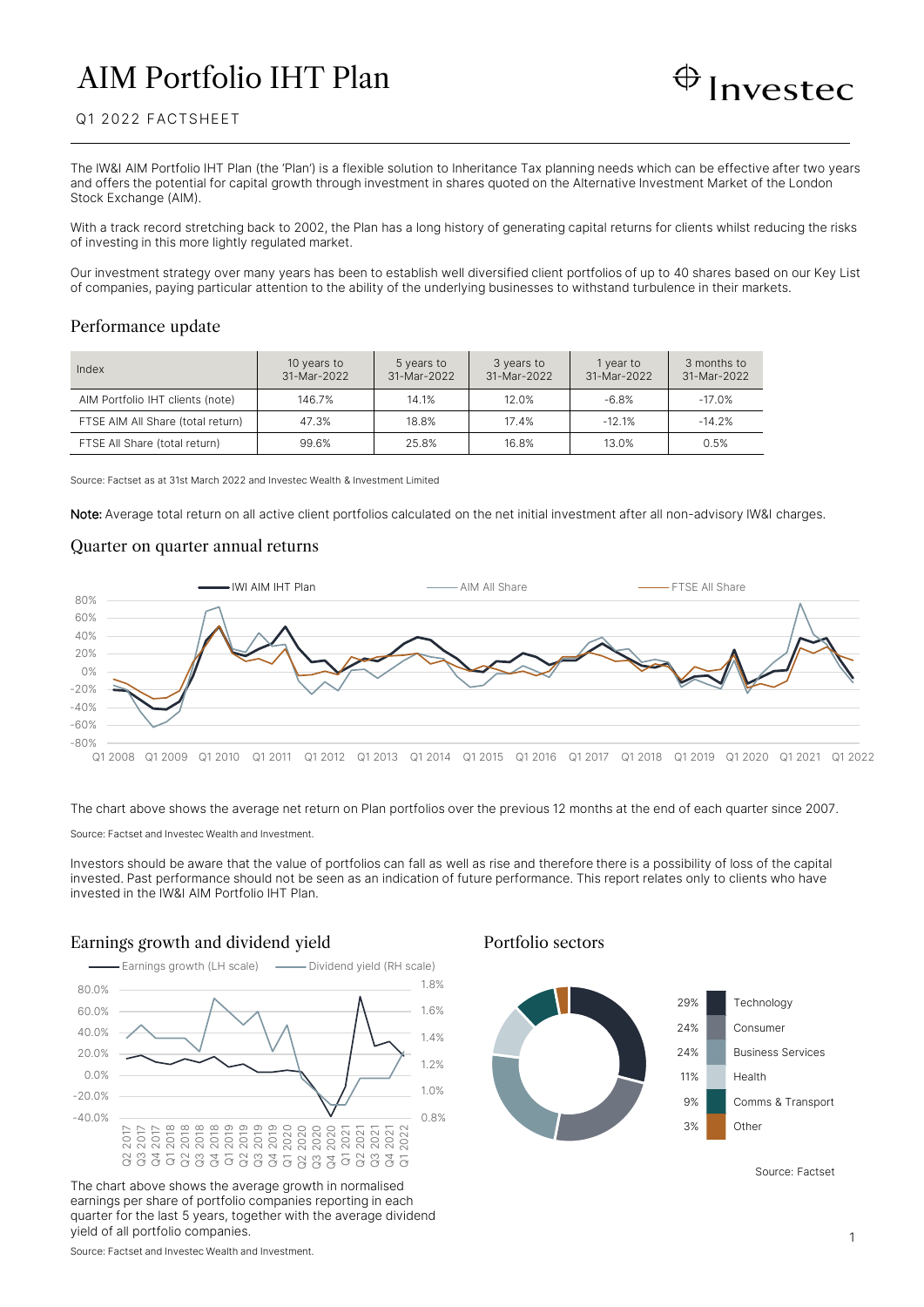# AIM Portfolio IHT Plan

Q1 2022 FACTSHEET

The IW&I AIM Portfolio IHT Plan (the 'Plan') is a flexible solution to Inheritance Tax planning needs which can be effective after two years and offers the potential for capital growth through investment in shares quoted on the Alternative Investment Market of the London Stock Exchange (AIM).

With a track record stretching back to 2002, the Plan has a long history of generating capital returns for clients whilst reducing the risks of investing in this more lightly regulated market.

Our investment strategy over many years has been to establish well diversified client portfolios of up to 40 shares based on our Key List of companies, paying particular attention to the ability of the underlying businesses to withstand turbulence in their markets.

## Performance update

| Index | 10 years to 31-Mar-2022 | 5 years to 31-Mar-2022 | 3 years to 31-Mar-2022 | 1 year to 31-Mar-2022 | 3 months to 31-Mar-2022 |
|---|---|---|---|---|---|
| AIM Portfolio IHT clients (note) | 146.7% | 14.1% | 12.0% | -6.8% | -17.0% |
| FTSE AIM All Share (total return) | 47.3% | 18.8% | 17.4% | -12.1% | -14.2% |
| FTSE All Share (total return) | 99.6% | 25.8% | 16.8% | 13.0% | 0.5% |

Source: Factset as at 31st March 2022 and Investec Wealth & Investment Limited

**Note:** Average total return on all active client portfolios calculated on the net initial investment after all non-advisory IW&I charges.

## Quarter on quarter annual returns

The chart above shows the average net return on Plan portfolios over the previous 12 months at the end of each quarter since 2007.

Source: Factset and Investec Wealth and Investment.

Investors should be aware that the value of portfolios can fall as well as rise and therefore there is a possibility of loss of the capital invested. Past performance should not be seen as an indication of future performance. This report relates only to clients who have invested in the IW&I AIM Portfolio IHT Plan.

## Earnings growth and dividend yield

The chart above shows the average growth in normalised earnings per share of portfolio companies reporting in each quarter for the last 5 years, together with the average dividend yield of all portfolio companies.

Source: Factset and Investec Wealth and Investment.

## Portfolio sectors

| Sector | Weight |
|---|---|
| Technology | 29% |
| Consumer | 24% |
| Business Services | 24% |
| Health | 11% |
| Comms & Transport | 9% |
| Other | 3% |

Source: Factset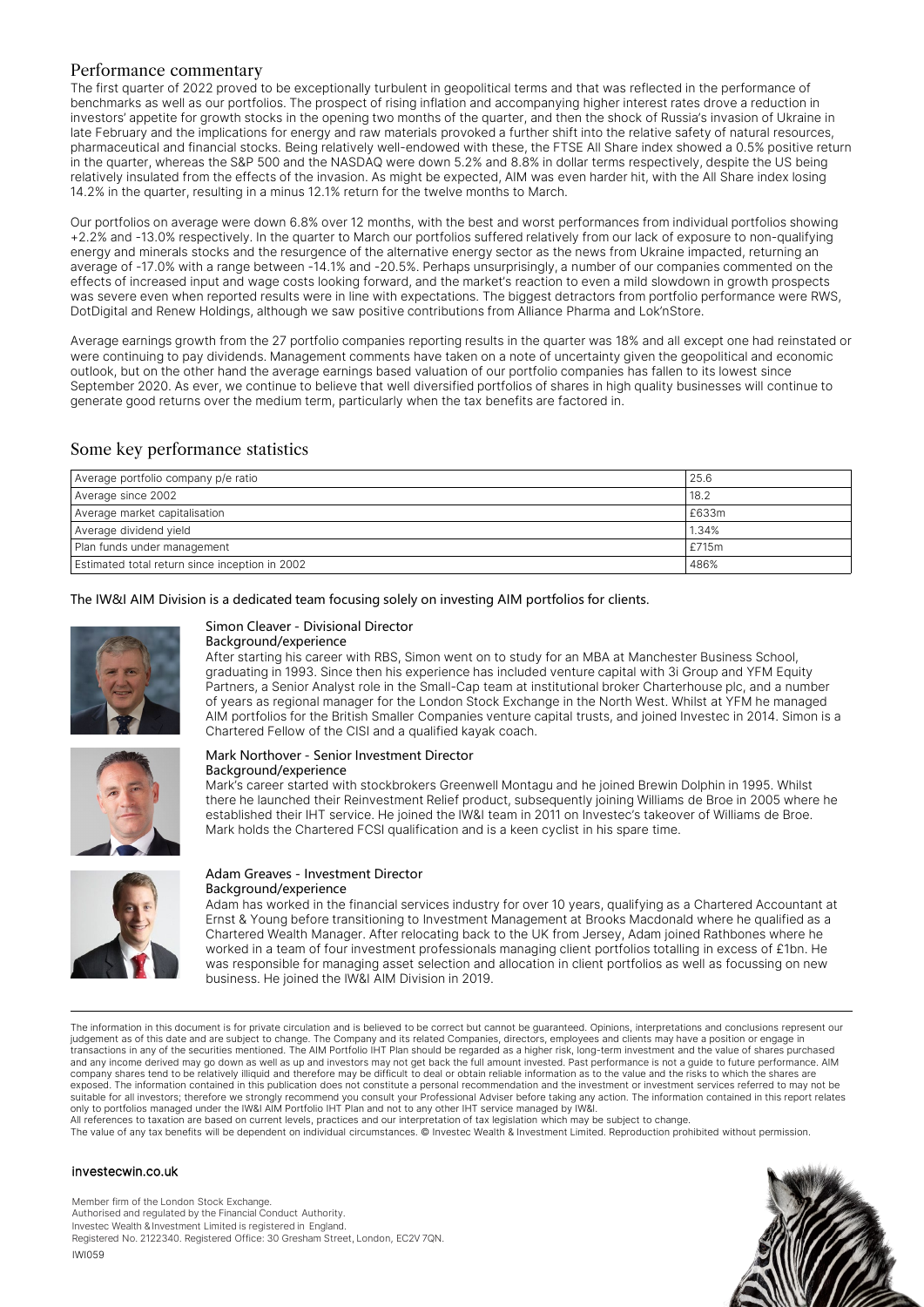## Performance commentary

The first quarter of 2022 proved to be exceptionally turbulent in geopolitical terms and that was reflected in the performance of benchmarks as well as our portfolios. The prospect of rising inflation and accompanying higher interest rates drove a reduction in investors' appetite for growth stocks in the opening two months of the quarter, and then the shock of Russia's invasion of Ukraine in late February and the implications for energy and raw materials provoked a further shift into the relative safety of natural resources, pharmaceutical and financial stocks. Being relatively well-endowed with these, the FTSE All Share index showed a 0.5% positive return in the quarter, whereas the S&P 500 and the NASDAQ were down 5.2% and 8.8% in dollar terms respectively, despite the US being relatively insulated from the effects of the invasion. As might be expected, AIM was even harder hit, with the All Share index losing 14.2% in the quarter, resulting in a minus 12.1% return for the twelve months to March.

Our portfolios on average were down 6.8% over 12 months, with the best and worst performances from individual portfolios showing +2.2% and -13.0% respectively. In the quarter to March our portfolios suffered relatively from our lack of exposure to non-qualifying energy and minerals stocks and the resurgence of the alternative energy sector as the news from Ukraine impacted, returning an average of -17.0% with a range between -14.1% and -20.5%. Perhaps unsurprisingly, a number of our companies commented on the effects of increased input and wage costs looking forward, and the market's reaction to even a mild slowdown in growth prospects was severe even when reported results were in line with expectations. The biggest detractors from portfolio performance were RWS, DotDigital and Renew Holdings, although we saw positive contributions from Alliance Pharma and Lok'nStore.

Average earnings growth from the 27 portfolio companies reporting results in the quarter was 18% and all except one had reinstated or were continuing to pay dividends. Management comments have taken on a note of uncertainty given the geopolitical and economic outlook, but on the other hand the average earnings based valuation of our portfolio companies has fallen to its lowest since September 2020. As ever, we continue to believe that well diversified portfolios of shares in high quality businesses will continue to generate good returns over the medium term, particularly when the tax benefits are factored in.

## Some key performance statistics

| | |
|---|---|
| Average portfolio company p/e ratio | 25.6 |
| Average since 2002 | 18.2 |
| Average market capitalisation | £633m |
| Average dividend yield | 1.34% |
| Plan funds under management | £715m |
| Estimated total return since inception in 2002 | 486% |

The IW&I AIM Division is a dedicated team focusing solely on investing AIM portfolios for clients.

### Simon Cleaver - Divisional Director

Background/experience

After starting his career with RBS, Simon went on to study for an MBA at Manchester Business School, graduating in 1993. Since then his experience has included venture capital with 3i Group and YFM Equity Partners, a Senior Analyst role in the Small-Cap team at institutional broker Charterhouse plc, and a number of years as regional manager for the London Stock Exchange in the North West. Whilst at YFM he managed AIM portfolios for the British Smaller Companies venture capital trusts, and joined Investec in 2014. Simon is a Chartered Fellow of the CISI and a qualified kayak coach.

### Mark Northover - Senior Investment Director

Background/experience

Mark's career started with stockbrokers Greenwell Montagu and he joined Brewin Dolphin in 1995. Whilst there he launched their Reinvestment Relief product, subsequently joining Williams de Broe in 2005 where he established their IHT service. He joined the IW&I team in 2011 on Investec's takeover of Williams de Broe. Mark holds the Chartered FCSI qualification and is a keen cyclist in his spare time.

### Adam Greaves - Investment Director

Background/experience

Adam has worked in the financial services industry for over 10 years, qualifying as a Chartered Accountant at Ernst & Young before transitioning to Investment Management at Brooks Macdonald where he qualified as a Chartered Wealth Manager. After relocating back to the UK from Jersey, Adam joined Rathbones where he worked in a team of four investment professionals managing client portfolios totalling in excess of £1bn. He was responsible for managing asset selection and allocation in client portfolios as well as focussing on new business. He joined the IW&I AIM Division in 2019.

The information in this document is for private circulation and is believed to be correct but cannot be guaranteed. Opinions, interpretations and conclusions represent our judgement as of this date and are subject to change. The Company and its related Companies, directors, employees and clients may have a position or engage in transactions in any of the securities mentioned. The AIM Portfolio IHT Plan should be regarded as a higher risk, long-term investment and the value of shares purchased and any income derived may go down as well as up and investors may not get back the full amount invested. Past performance is not a guide to future performance. AIM company shares tend to be relatively illiquid and therefore may be difficult to deal or obtain reliable information as to the value and the risks to which the shares are exposed. The information contained in this publication does not constitute a personal recommendation and the investment or investment services referred to may not be suitable for all investors; therefore we strongly recommend you consult your Professional Adviser before taking any action. The information contained in this report relates only to portfolios managed under the IW&I AIM Portfolio IHT Plan and not to any other IHT service managed by IW&I.
All references to taxation are based on current levels, practices and our interpretation of tax legislation which may be subject to change.
The value of any tax benefits will be dependent on individual circumstances. © Investec Wealth & Investment Limited. Reproduction prohibited without permission.

investecwin.co.uk

Member firm of the London Stock Exchange.
Authorised and regulated by the Financial Conduct Authority.
Investec Wealth & Investment Limited is registered in England.
Registered No. 2122340. Registered Office: 30 Gresham Street, London, EC2V 7QN.
IWI059